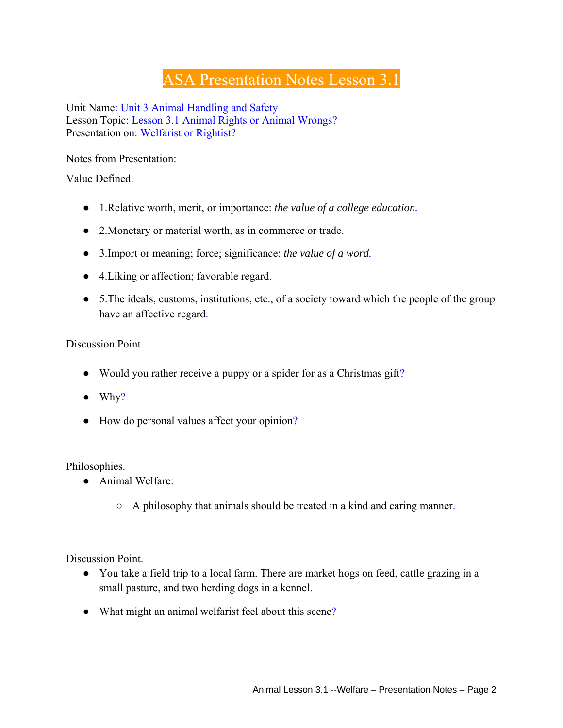# ASA Presentation Notes Lesson 3.1

Unit Name: Unit 3 Animal Handling and Safety
Lesson Topic: Lesson 3.1 Animal Rights or Animal Wrongs?
Presentation on: Welfarist or Rightist?

Notes from Presentation:

Value Defined.

- 1.Relative worth, merit, or importance: *the value of a college education.*
- 2.Monetary or material worth, as in commerce or trade.
- 3.Import or meaning; force; significance: *the value of a word.*
- 4.Liking or affection; favorable regard.
- 5.The ideals, customs, institutions, etc., of a society toward which the people of the group have an affective regard.

Discussion Point.

- Would you rather receive a puppy or a spider for as a Christmas gift?
- Why?
- How do personal values affect your opinion?

Philosophies.

- Animal Welfare:
  - A philosophy that animals should be treated in a kind and caring manner.

Discussion Point.

- You take a field trip to a local farm. There are market hogs on feed, cattle grazing in a small pasture, and two herding dogs in a kennel.
- What might an animal welfarist feel about this scene?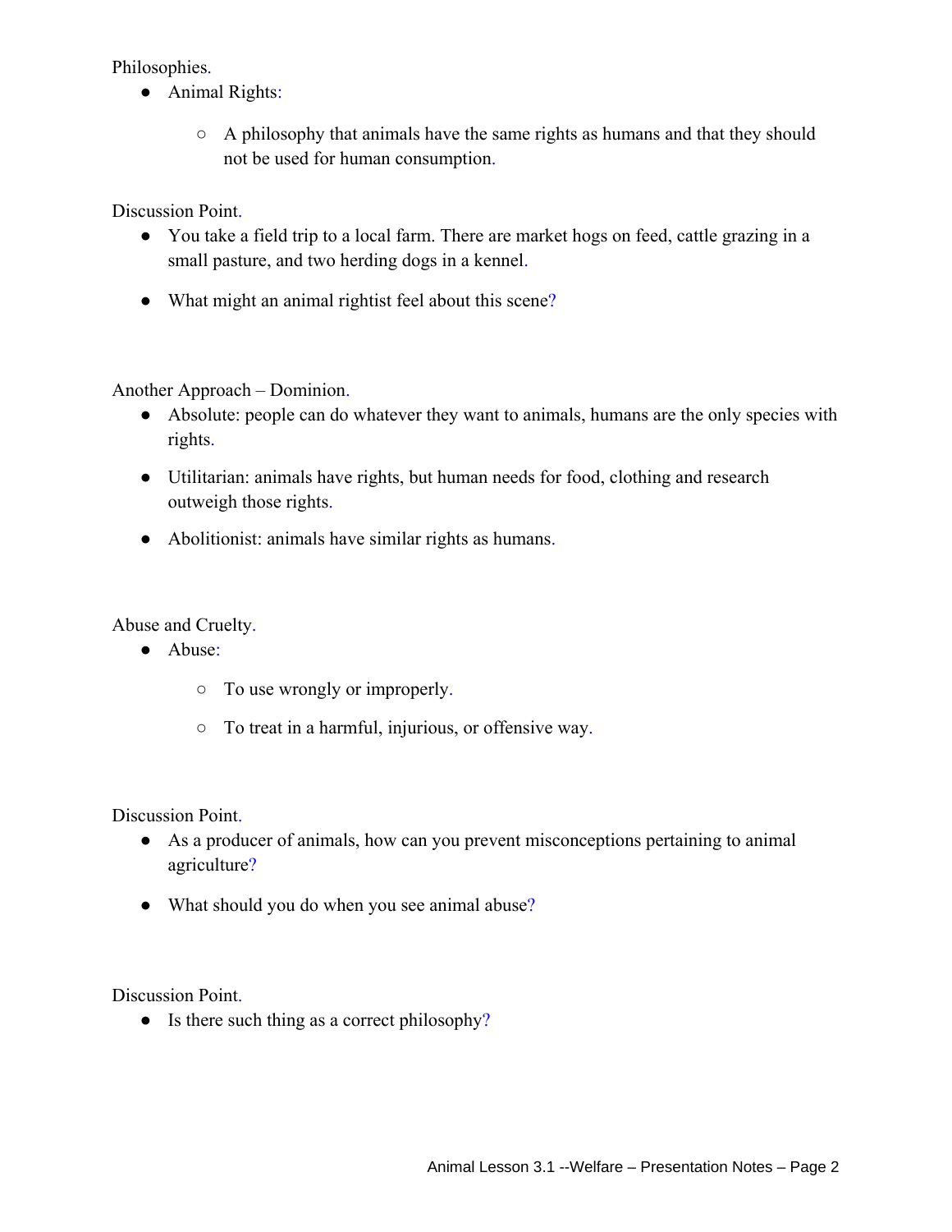Philosophies.

- Animal Rights:
  - A philosophy that animals have the same rights as humans and that they should not be used for human consumption.

Discussion Point.

- You take a field trip to a local farm. There are market hogs on feed, cattle grazing in a small pasture, and two herding dogs in a kennel.
- What might an animal rightist feel about this scene?

Another Approach – Dominion.

- Absolute: people can do whatever they want to animals, humans are the only species with rights.
- Utilitarian: animals have rights, but human needs for food, clothing and research outweigh those rights.
- Abolitionist: animals have similar rights as humans.

Abuse and Cruelty.

- Abuse:
  - To use wrongly or improperly.
  - To treat in a harmful, injurious, or offensive way.

Discussion Point.

- As a producer of animals, how can you prevent misconceptions pertaining to animal agriculture?
- What should you do when you see animal abuse?

Discussion Point.

- Is there such thing as a correct philosophy?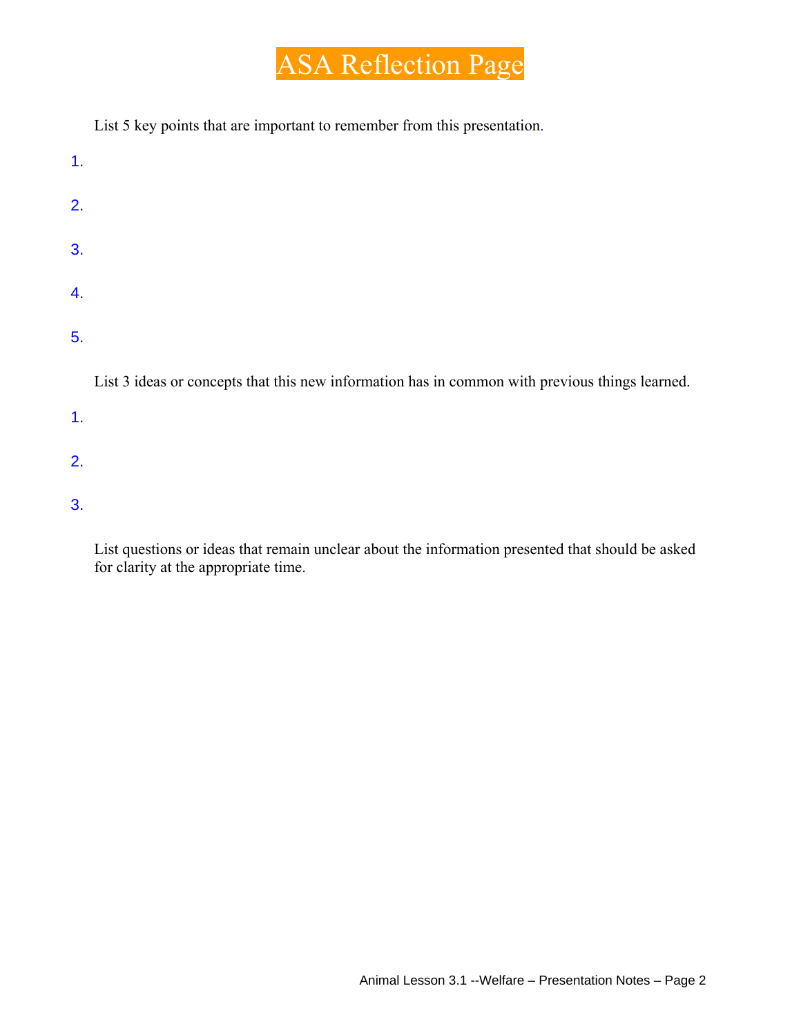# ASA Reflection Page

List 5 key points that are important to remember from this presentation.

1.

2.

3.

4.

5.

List 3 ideas or concepts that this new information has in common with previous things learned.

1.

2.

3.

List questions or ideas that remain unclear about the information presented that should be asked for clarity at the appropriate time.